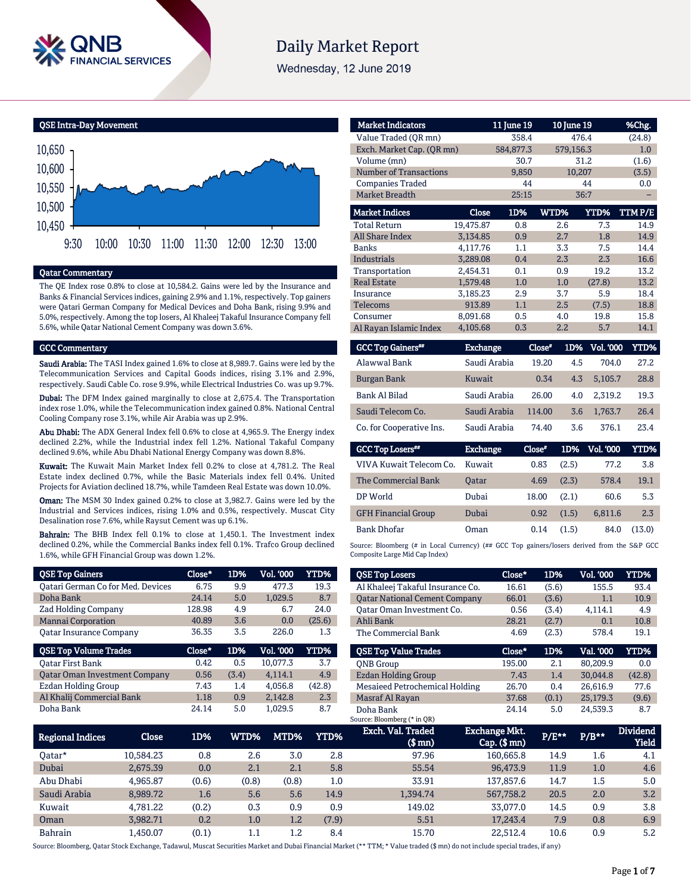# Daily Market Report

Wednesday, 12 June 2019

## QSE Intra-Day Movement

## Qatar Commentary

The QE Index rose 0.8% to close at 10,584.2. Gains were led by the Insurance and Banks & Financial Services indices, gaining 2.9% and 1.1%, respectively. Top gainers were Qatari German Company for Medical Devices and Doha Bank, rising 9.9% and 5.0%, respectively. Among the top losers, Al Khaleej Takaful Insurance Company fell 5.6%, while Qatar National Cement Company was down 3.6%.

## GCC Commentary

**Saudi Arabia:** The TASI Index gained 1.6% to close at 8,989.7. Gains were led by the Telecommunication Services and Capital Goods indices, rising 3.1% and 2.9%, respectively. Saudi Cable Co. rose 9.9%, while Electrical Industries Co. was up 9.7%.

**Dubai:** The DFM Index gained marginally to close at 2,675.4. The Transportation index rose 1.0%, while the Telecommunication index gained 0.8%. National Central Cooling Company rose 3.1%, while Air Arabia was up 2.9%.

**Abu Dhabi:** The ADX General Index fell 0.6% to close at 4,965.9. The Energy index declined 2.2%, while the Industrial index fell 1.2%. National Takaful Company declined 9.6%, while Abu Dhabi National Energy Company was down 8.8%.

**Kuwait:** The Kuwait Main Market Index fell 0.2% to close at 4,781.2. The Real Estate index declined 0.7%, while the Basic Materials index fell 0.4%. United Projects for Aviation declined 18.7%, while Tamdeen Real Estate was down 10.0%.

**Oman:** The MSM 30 Index gained 0.2% to close at 3,982.7. Gains were led by the Industrial and Services indices, rising 1.0% and 0.5%, respectively. Muscat City Desalination rose 7.6%, while Raysut Cement was up 6.1%.

**Bahrain:** The BHB Index fell 0.1% to close at 1,450.1. The Investment index declined 0.2%, while the Commercial Banks index fell 0.1%. Trafco Group declined 1.6%, while GFH Financial Group was down 1.2%.

| Market Indicators | 11 June 19 | 10 June 19 | %Chg. |
|---|---|---|---|
| Value Traded (QR mn) | 358.4 | 476.4 | (24.8) |
| Exch. Market Cap. (QR mn) | 584,877.3 | 579,156.3 | 1.0 |
| Volume (mn) | 30.7 | 31.2 | (1.6) |
| Number of Transactions | 9,850 | 10,207 | (3.5) |
| Companies Traded | 44 | 44 | 0.0 |
| Market Breadth | 25:15 | 36:7 | – |

| Market Indices | Close | 1D% | WTD% | YTD% | TTM P/E |
|---|---|---|---|---|---|
| Total Return | 19,475.87 | 0.8 | 2.6 | 7.3 | 14.9 |
| All Share Index | 3,134.85 | 0.9 | 2.7 | 1.8 | 14.9 |
| Banks | 4,117.76 | 1.1 | 3.3 | 7.5 | 14.4 |
| Industrials | 3,289.08 | 0.4 | 2.3 | 2.3 | 16.6 |
| Transportation | 2,454.31 | 0.1 | 0.9 | 19.2 | 13.2 |
| Real Estate | 1,579.48 | 1.0 | 1.0 | (27.8) | 13.2 |
| Insurance | 3,185.23 | 2.9 | 3.7 | 5.9 | 18.4 |
| Telecoms | 913.89 | 1.1 | 2.5 | (7.5) | 18.8 |
| Consumer | 8,091.68 | 0.5 | 4.0 | 19.8 | 15.8 |
| Al Rayan Islamic Index | 4,105.68 | 0.3 | 2.2 | 5.7 | 14.1 |

| GCC Top Gainers## | Exchange | Close# | 1D% | Vol. '000 | YTD% |
|---|---|---|---|---|---|
| Alawwal Bank | Saudi Arabia | 19.20 | 4.5 | 704.0 | 27.2 |
| Burgan Bank | Kuwait | 0.34 | 4.3 | 5,105.7 | 28.8 |
| Bank Al Bilad | Saudi Arabia | 26.00 | 4.0 | 2,319.2 | 19.3 |
| Saudi Telecom Co. | Saudi Arabia | 114.00 | 3.6 | 1,763.7 | 26.4 |
| Co. for Cooperative Ins. | Saudi Arabia | 74.40 | 3.6 | 376.1 | 23.4 |

| GCC Top Losers## | Exchange | Close# | 1D% | Vol. '000 | YTD% |
|---|---|---|---|---|---|
| VIVA Kuwait Telecom Co. | Kuwait | 0.83 | (2.5) | 77.2 | 3.8 |
| The Commercial Bank | Qatar | 4.69 | (2.3) | 578.4 | 19.1 |
| DP World | Dubai | 18.00 | (2.1) | 60.6 | 5.3 |
| GFH Financial Group | Dubai | 0.92 | (1.5) | 6,811.6 | 2.3 |
| Bank Dhofar | Oman | 0.14 | (1.5) | 84.0 | (13.0) |

Source: Bloomberg (# in Local Currency) (## GCC Top gainers/losers derived from the S&P GCC Composite Large Mid Cap Index)

| QSE Top Gainers | Close* | 1D% | Vol. '000 | YTD% |
|---|---|---|---|---|
| Qatari German Co for Med. Devices | 6.75 | 9.9 | 477.3 | 19.3 |
| Doha Bank | 24.14 | 5.0 | 1,029.5 | 8.7 |
| Zad Holding Company | 128.98 | 4.9 | 6.7 | 24.0 |
| Mannai Corporation | 40.89 | 3.6 | 0.0 | (25.6) |
| Qatar Insurance Company | 36.35 | 3.5 | 226.0 | 1.3 |

| QSE Top Losers | Close* | 1D% | Vol. '000 | YTD% |
|---|---|---|---|---|
| Al Khaleej Takaful Insurance Co. | 16.61 | (5.6) | 155.5 | 93.4 |
| Qatar National Cement Company | 66.01 | (3.6) | 1.1 | 10.9 |
| Qatar Oman Investment Co. | 0.56 | (3.4) | 4,114.1 | 4.9 |
| Ahli Bank | 28.21 | (2.7) | 0.1 | 10.8 |
| The Commercial Bank | 4.69 | (2.3) | 578.4 | 19.1 |

| QSE Top Volume Trades | Close* | 1D% | Vol. '000 | YTD% |
|---|---|---|---|---|
| Qatar First Bank | 0.42 | 0.5 | 10,077.3 | 3.7 |
| Qatar Oman Investment Company | 0.56 | (3.4) | 4,114.1 | 4.9 |
| Ezdan Holding Group | 7.43 | 1.4 | 4,056.8 | (42.8) |
| Al Khalij Commercial Bank | 1.18 | 0.9 | 2,142.8 | 2.3 |
| Doha Bank | 24.14 | 5.0 | 1,029.5 | 8.7 |

| QSE Top Value Trades | Close* | 1D% | Val. '000 | YTD% |
|---|---|---|---|---|
| QNB Group | 195.00 | 2.1 | 80,209.9 | 0.0 |
| Ezdan Holding Group | 7.43 | 1.4 | 30,044.8 | (42.8) |
| Mesaieed Petrochemical Holding | 26.70 | 0.4 | 26,616.9 | 77.6 |
| Masraf Al Rayan | 37.68 | (0.1) | 25,179.3 | (9.6) |
| Doha Bank | 24.14 | 5.0 | 24,539.3 | 8.7 |

Source: Bloomberg (* in QR)

| Regional Indices | Close | 1D% | WTD% | MTD% | YTD% | Exch. Val. Traded ($ mn) | Exchange Mkt. Cap. ($ mn) | P/E** | P/B** | Dividend Yield |
|---|---|---|---|---|---|---|---|---|---|---|
| Qatar* | 10,584.23 | 0.8 | 2.6 | 3.0 | 2.8 | 97.96 | 160,665.8 | 14.9 | 1.6 | 4.1 |
| Dubai | 2,675.39 | 0.0 | 2.1 | 2.1 | 5.8 | 55.54 | 96,473.9 | 11.9 | 1.0 | 4.6 |
| Abu Dhabi | 4,965.87 | (0.6) | (0.8) | (0.8) | 1.0 | 33.91 | 137,857.6 | 14.7 | 1.5 | 5.0 |
| Saudi Arabia | 8,989.72 | 1.6 | 5.6 | 5.6 | 14.9 | 1,394.74 | 567,758.2 | 20.5 | 2.0 | 3.2 |
| Kuwait | 4,781.22 | (0.2) | 0.3 | 0.9 | 0.9 | 149.02 | 33,077.0 | 14.5 | 0.9 | 3.8 |
| Oman | 3,982.71 | 0.2 | 1.0 | 1.2 | (7.9) | 5.51 | 17,243.4 | 7.9 | 0.8 | 6.9 |
| Bahrain | 1,450.07 | (0.1) | 1.1 | 1.2 | 8.4 | 15.70 | 22,512.4 | 10.6 | 0.9 | 5.2 |

Source: Bloomberg, Qatar Stock Exchange, Tadawul, Muscat Securities Market and Dubai Financial Market (** TTM; * Value traded ($ mn) do not include special trades, if any)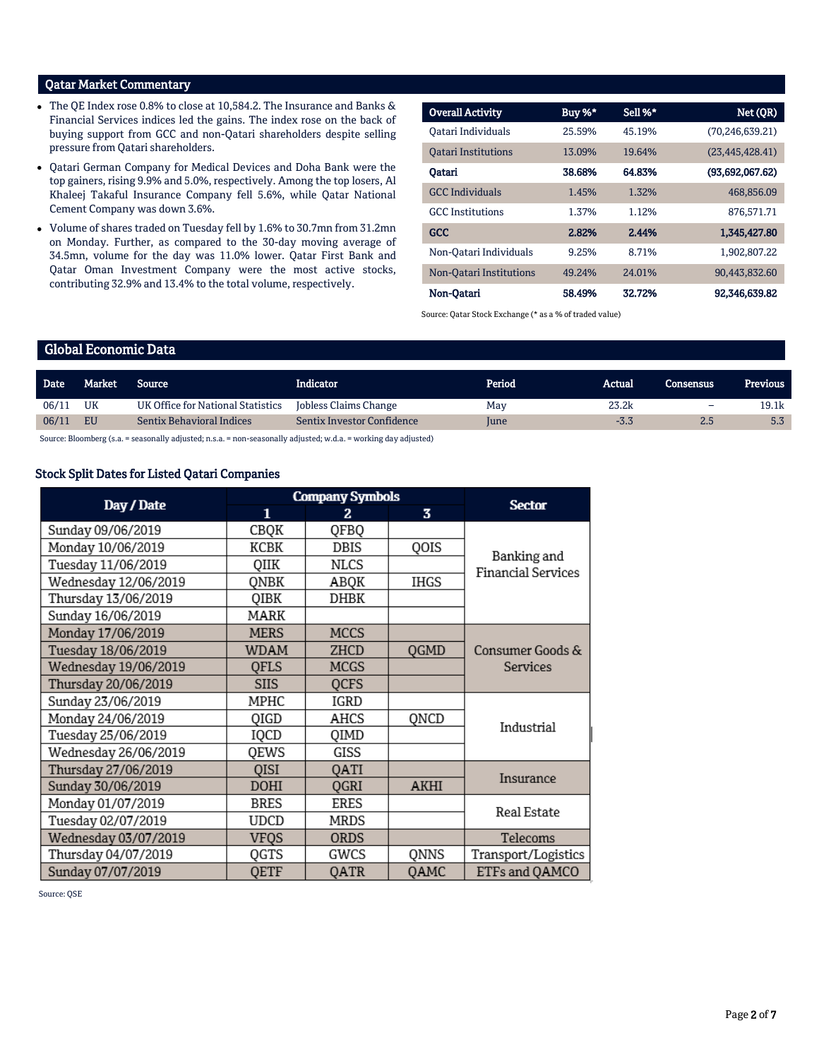## Qatar Market Commentary

- The QE Index rose 0.8% to close at 10,584.2. The Insurance and Banks & Financial Services indices led the gains. The index rose on the back of buying support from GCC and non-Qatari shareholders despite selling pressure from Qatari shareholders.
- Qatari German Company for Medical Devices and Doha Bank were the top gainers, rising 9.9% and 5.0%, respectively. Among the top losers, Al Khaleej Takaful Insurance Company fell 5.6%, while Qatar National Cement Company was down 3.6%.
- Volume of shares traded on Tuesday fell by 1.6% to 30.7mn from 31.2mn on Monday. Further, as compared to the 30-day moving average of 34.5mn, volume for the day was 11.0% lower. Qatar First Bank and Qatar Oman Investment Company were the most active stocks, contributing 32.9% and 13.4% to the total volume, respectively.

| Overall Activity | Buy %* | Sell %* | Net (QR) |
|---|---|---|---|
| Qatari Individuals | 25.59% | 45.19% | (70,246,639.21) |
| Qatari Institutions | 13.09% | 19.64% | (23,445,428.41) |
| **Qatari** | **38.68%** | **64.83%** | **(93,692,067.62)** |
| GCC Individuals | 1.45% | 1.32% | 468,856.09 |
| GCC Institutions | 1.37% | 1.12% | 876,571.71 |
| **GCC** | **2.82%** | **2.44%** | **1,345,427.80** |
| Non-Qatari Individuals | 9.25% | 8.71% | 1,902,807.22 |
| Non-Qatari Institutions | 49.24% | 24.01% | 90,443,832.60 |
| **Non-Qatari** | **58.49%** | **32.72%** | **92,346,639.82** |

Source: Qatar Stock Exchange (* as a % of traded value)

## Global Economic Data

| Date | Market | Source | Indicator | Period | Actual | Consensus | Previous |
|---|---|---|---|---|---|---|---|
| 06/11 | UK | UK Office for National Statistics | Jobless Claims Change | May | 23.2k | – | 19.1k |
| 06/11 | EU | Sentix Behavioral Indices | Sentix Investor Confidence | June | -3.3 | 2.5 | 5.3 |

Source: Bloomberg (s.a. = seasonally adjusted; n.s.a. = non-seasonally adjusted; w.d.a. = working day adjusted)

### Stock Split Dates for Listed Qatari Companies

| Day / Date | Company Symbols | | | Sector |
|---|---|---|---|---|
| | 1 | 2 | 3 | |
| Sunday 09/06/2019 | CBQK | QFBQ | | Banking and Financial Services |
| Monday 10/06/2019 | KCBK | DBIS | QOIS | Banking and Financial Services |
| Tuesday 11/06/2019 | QIIK | NLCS | | Banking and Financial Services |
| Wednesday 12/06/2019 | QNBK | ABQK | IHGS | Banking and Financial Services |
| Thursday 13/06/2019 | QIBK | DHBK | | Banking and Financial Services |
| Sunday 16/06/2019 | MARK | | | Banking and Financial Services |
| Monday 17/06/2019 | MERS | MCCS | | Consumer Goods & Services |
| Tuesday 18/06/2019 | WDAM | ZHCD | QGMD | Consumer Goods & Services |
| Wednesday 19/06/2019 | QFLS | MCGS | | Consumer Goods & Services |
| Thursday 20/06/2019 | SIIS | QCFS | | Consumer Goods & Services |
| Sunday 23/06/2019 | MPHC | IGRD | | Industrial |
| Monday 24/06/2019 | QIGD | AHCS | QNCD | Industrial |
| Tuesday 25/06/2019 | IQCD | QIMD | | Industrial |
| Wednesday 26/06/2019 | QEWS | GISS | | Industrial |
| Thursday 27/06/2019 | QISI | QATI | | Insurance |
| Sunday 30/06/2019 | DOHI | QGRI | AKHI | Insurance |
| Monday 01/07/2019 | BRES | ERES | | Real Estate |
| Tuesday 02/07/2019 | UDCD | MRDS | | Real Estate |
| Wednesday 03/07/2019 | VFQS | ORDS | | Telecoms |
| Thursday 04/07/2019 | QGTS | GWCS | QNNS | Transport/Logistics |
| Sunday 07/07/2019 | QETF | QATR | QAMC | ETFs and QAMCO |

Source: QSE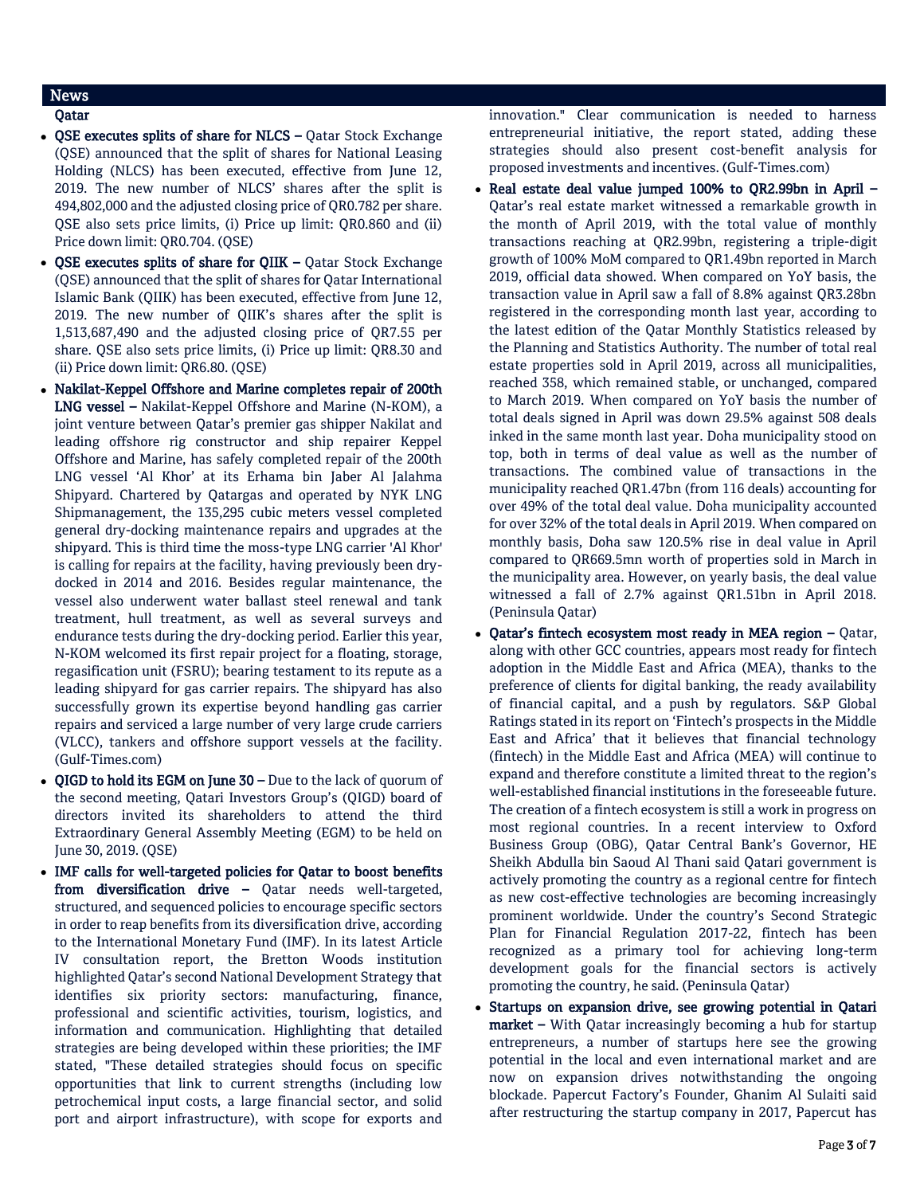## News

### Qatar

- **QSE executes splits of share for NLCS –** Qatar Stock Exchange (QSE) announced that the split of shares for National Leasing Holding (NLCS) has been executed, effective from June 12, 2019. The new number of NLCS' shares after the split is 494,802,000 and the adjusted closing price of QR0.782 per share. QSE also sets price limits, (i) Price up limit: QR0.860 and (ii) Price down limit: QR0.704. (QSE)
- **QSE executes splits of share for QIIK –** Qatar Stock Exchange (QSE) announced that the split of shares for Qatar International Islamic Bank (QIIK) has been executed, effective from June 12, 2019. The new number of QIIK's shares after the split is 1,513,687,490 and the adjusted closing price of QR7.55 per share. QSE also sets price limits, (i) Price up limit: QR8.30 and (ii) Price down limit: QR6.80. (QSE)
- **Nakilat-Keppel Offshore and Marine completes repair of 200th LNG vessel –** Nakilat-Keppel Offshore and Marine (N-KOM), a joint venture between Qatar's premier gas shipper Nakilat and leading offshore rig constructor and ship repairer Keppel Offshore and Marine, has safely completed repair of the 200th LNG vessel 'Al Khor' at its Erhama bin Jaber Al Jalahma Shipyard. Chartered by Qatargas and operated by NYK LNG Shipmanagement, the 135,295 cubic meters vessel completed general dry-docking maintenance repairs and upgrades at the shipyard. This is third time the moss-type LNG carrier 'Al Khor' is calling for repairs at the facility, having previously been dry-docked in 2014 and 2016. Besides regular maintenance, the vessel also underwent water ballast steel renewal and tank treatment, hull treatment, as well as several surveys and endurance tests during the dry-docking period. Earlier this year, N-KOM welcomed its first repair project for a floating, storage, regasification unit (FSRU); bearing testament to its repute as a leading shipyard for gas carrier repairs. The shipyard has also successfully grown its expertise beyond handling gas carrier repairs and serviced a large number of very large crude carriers (VLCC), tankers and offshore support vessels at the facility. (Gulf-Times.com)
- **QIGD to hold its EGM on June 30 –** Due to the lack of quorum of the second meeting, Qatari Investors Group's (QIGD) board of directors invited its shareholders to attend the third Extraordinary General Assembly Meeting (EGM) to be held on June 30, 2019. (QSE)
- **IMF calls for well-targeted policies for Qatar to boost benefits from diversification drive –** Qatar needs well-targeted, structured, and sequenced policies to encourage specific sectors in order to reap benefits from its diversification drive, according to the International Monetary Fund (IMF). In its latest Article IV consultation report, the Bretton Woods institution highlighted Qatar's second National Development Strategy that identifies six priority sectors: manufacturing, finance, professional and scientific activities, tourism, logistics, and information and communication. Highlighting that detailed strategies are being developed within these priorities; the IMF stated, "These detailed strategies should focus on specific opportunities that link to current strengths (including low petrochemical input costs, a large financial sector, and solid port and airport infrastructure), with scope for exports and innovation." Clear communication is needed to harness entrepreneurial initiative, the report stated, adding these strategies should also present cost-benefit analysis for proposed investments and incentives. (Gulf-Times.com)
- **Real estate deal value jumped 100% to QR2.99bn in April –** Qatar's real estate market witnessed a remarkable growth in the month of April 2019, with the total value of monthly transactions reaching at QR2.99bn, registering a triple-digit growth of 100% MoM compared to QR1.49bn reported in March 2019, official data showed. When compared on YoY basis, the transaction value in April saw a fall of 8.8% against QR3.28bn registered in the corresponding month last year, according to the latest edition of the Qatar Monthly Statistics released by the Planning and Statistics Authority. The number of total real estate properties sold in April 2019, across all municipalities, reached 358, which remained stable, or unchanged, compared to March 2019. When compared on YoY basis the number of total deals signed in April was down 29.5% against 508 deals inked in the same month last year. Doha municipality stood on top, both in terms of deal value as well as the number of transactions. The combined value of transactions in the municipality reached QR1.47bn (from 116 deals) accounting for over 49% of the total deal value. Doha municipality accounted for over 32% of the total deals in April 2019. When compared on monthly basis, Doha saw 120.5% rise in deal value in April compared to QR669.5mn worth of properties sold in March in the municipality area. However, on yearly basis, the deal value witnessed a fall of 2.7% against QR1.51bn in April 2018. (Peninsula Qatar)
- **Qatar's fintech ecosystem most ready in MEA region –** Qatar, along with other GCC countries, appears most ready for fintech adoption in the Middle East and Africa (MEA), thanks to the preference of clients for digital banking, the ready availability of financial capital, and a push by regulators. S&P Global Ratings stated in its report on 'Fintech's prospects in the Middle East and Africa' that it believes that financial technology (fintech) in the Middle East and Africa (MEA) will continue to expand and therefore constitute a limited threat to the region's well-established financial institutions in the foreseeable future. The creation of a fintech ecosystem is still a work in progress on most regional countries. In a recent interview to Oxford Business Group (OBG), Qatar Central Bank's Governor, HE Sheikh Abdulla bin Saoud Al Thani said Qatari government is actively promoting the country as a regional centre for fintech as new cost-effective technologies are becoming increasingly prominent worldwide. Under the country's Second Strategic Plan for Financial Regulation 2017-22, fintech has been recognized as a primary tool for achieving long-term development goals for the financial sectors is actively promoting the country, he said. (Peninsula Qatar)
- **Startups on expansion drive, see growing potential in Qatari market –** With Qatar increasingly becoming a hub for startup entrepreneurs, a number of startups here see the growing potential in the local and even international market and are now on expansion drives notwithstanding the ongoing blockade. Papercut Factory's Founder, Ghanim Al Sulaiti said after restructuring the startup company in 2017, Papercut has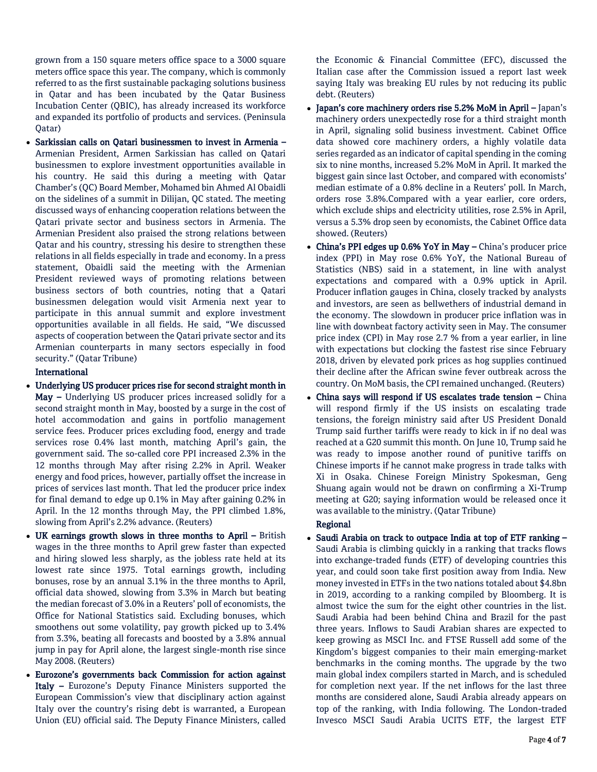grown from a 150 square meters office space to a 3000 square meters office space this year. The company, which is commonly referred to as the first sustainable packaging solutions business in Qatar and has been incubated by the Qatar Business Incubation Center (QBIC), has already increased its workforce and expanded its portfolio of products and services. (Peninsula Qatar)

- **Sarkissian calls on Qatari businessmen to invest in Armenia –** Armenian President, Armen Sarkissian has called on Qatari businessmen to explore investment opportunities available in his country. He said this during a meeting with Qatar Chamber's (QC) Board Member, Mohamed bin Ahmed Al Obaidli on the sidelines of a summit in Dilijan, QC stated. The meeting discussed ways of enhancing cooperation relations between the Qatari private sector and business sectors in Armenia. The Armenian President also praised the strong relations between Qatar and his country, stressing his desire to strengthen these relations in all fields especially in trade and economy. In a press statement, Obaidli said the meeting with the Armenian President reviewed ways of promoting relations between business sectors of both countries, noting that a Qatari businessmen delegation would visit Armenia next year to participate in this annual summit and explore investment opportunities available in all fields. He said, "We discussed aspects of cooperation between the Qatari private sector and its Armenian counterparts in many sectors especially in food security." (Qatar Tribune)

**International**

- **Underlying US producer prices rise for second straight month in May –** Underlying US producer prices increased solidly for a second straight month in May, boosted by a surge in the cost of hotel accommodation and gains in portfolio management service fees. Producer prices excluding food, energy and trade services rose 0.4% last month, matching April's gain, the government said. The so-called core PPI increased 2.3% in the 12 months through May after rising 2.2% in April. Weaker energy and food prices, however, partially offset the increase in prices of services last month. That led the producer price index for final demand to edge up 0.1% in May after gaining 0.2% in April. In the 12 months through May, the PPI climbed 1.8%, slowing from April's 2.2% advance. (Reuters)
- **UK earnings growth slows in three months to April –** British wages in the three months to April grew faster than expected and hiring slowed less sharply, as the jobless rate held at its lowest rate since 1975. Total earnings growth, including bonuses, rose by an annual 3.1% in the three months to April, official data showed, slowing from 3.3% in March but beating the median forecast of 3.0% in a Reuters' poll of economists, the Office for National Statistics said. Excluding bonuses, which smoothens out some volatility, pay growth picked up to 3.4% from 3.3%, beating all forecasts and boosted by a 3.8% annual jump in pay for April alone, the largest single-month rise since May 2008. (Reuters)
- **Eurozone's governments back Commission for action against Italy –** Eurozone's Deputy Finance Ministers supported the European Commission's view that disciplinary action against Italy over the country's rising debt is warranted, a European Union (EU) official said. The Deputy Finance Ministers, called the Economic & Financial Committee (EFC), discussed the Italian case after the Commission issued a report last week saying Italy was breaking EU rules by not reducing its public debt. (Reuters)
- **Japan's core machinery orders rise 5.2% MoM in April –** Japan's machinery orders unexpectedly rose for a third straight month in April, signaling solid business investment. Cabinet Office data showed core machinery orders, a highly volatile data series regarded as an indicator of capital spending in the coming six to nine months, increased 5.2% MoM in April. It marked the biggest gain since last October, and compared with economists' median estimate of a 0.8% decline in a Reuters' poll. In March, orders rose 3.8%.Compared with a year earlier, core orders, which exclude ships and electricity utilities, rose 2.5% in April, versus a 5.3% drop seen by economists, the Cabinet Office data showed. (Reuters)
- **China's PPI edges up 0.6% YoY in May –** China's producer price index (PPI) in May rose 0.6% YoY, the National Bureau of Statistics (NBS) said in a statement, in line with analyst expectations and compared with a 0.9% uptick in April. Producer inflation gauges in China, closely tracked by analysts and investors, are seen as bellwethers of industrial demand in the economy. The slowdown in producer price inflation was in line with downbeat factory activity seen in May. The consumer price index (CPI) in May rose 2.7 % from a year earlier, in line with expectations but clocking the fastest rise since February 2018, driven by elevated pork prices as hog supplies continued their decline after the African swine fever outbreak across the country. On MoM basis, the CPI remained unchanged. (Reuters)
- **China says will respond if US escalates trade tension –** China will respond firmly if the US insists on escalating trade tensions, the foreign ministry said after US President Donald Trump said further tariffs were ready to kick in if no deal was reached at a G20 summit this month. On June 10, Trump said he was ready to impose another round of punitive tariffs on Chinese imports if he cannot make progress in trade talks with Xi in Osaka. Chinese Foreign Ministry Spokesman, Geng Shuang again would not be drawn on confirming a Xi-Trump meeting at G20; saying information would be released once it was available to the ministry. (Qatar Tribune)

**Regional**

- **Saudi Arabia on track to outpace India at top of ETF ranking –** Saudi Arabia is climbing quickly in a ranking that tracks flows into exchange-traded funds (ETF) of developing countries this year, and could soon take first position away from India. New money invested in ETFs in the two nations totaled about $4.8bn in 2019, according to a ranking compiled by Bloomberg. It is almost twice the sum for the eight other countries in the list. Saudi Arabia had been behind China and Brazil for the past three years. Inflows to Saudi Arabian shares are expected to keep growing as MSCI Inc. and FTSE Russell add some of the Kingdom's biggest companies to their main emerging-market benchmarks in the coming months. The upgrade by the two main global index compilers started in March, and is scheduled for completion next year. If the net inflows for the last three months are considered alone, Saudi Arabia already appears on top of the ranking, with India following. The London-traded Invesco MSCI Saudi Arabia UCITS ETF, the largest ETF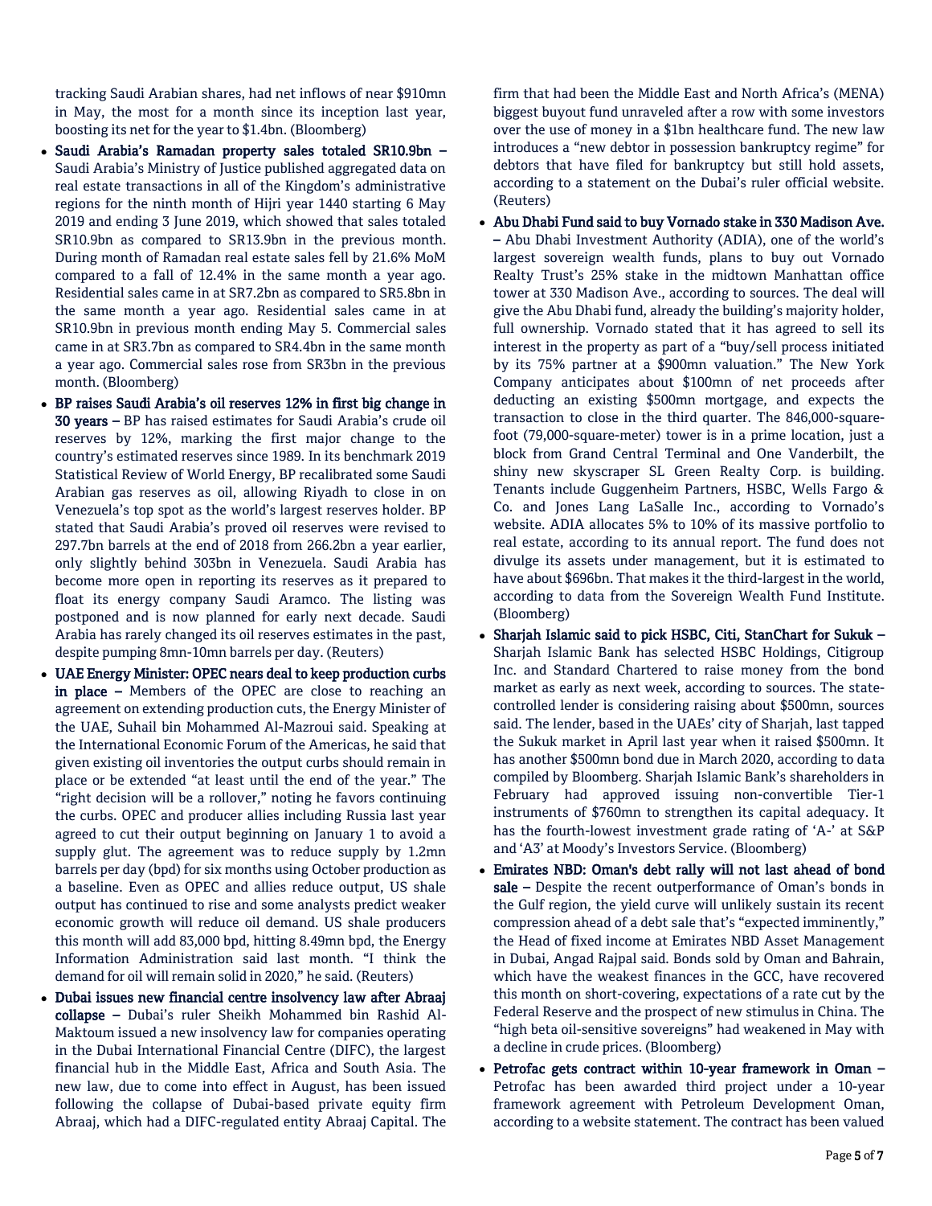tracking Saudi Arabian shares, had net inflows of near $910mn in May, the most for a month since its inception last year, boosting its net for the year to $1.4bn. (Bloomberg)

- **Saudi Arabia's Ramadan property sales totaled SR10.9bn –** Saudi Arabia's Ministry of Justice published aggregated data on real estate transactions in all of the Kingdom's administrative regions for the ninth month of Hijri year 1440 starting 6 May 2019 and ending 3 June 2019, which showed that sales totaled SR10.9bn as compared to SR13.9bn in the previous month. During month of Ramadan real estate sales fell by 21.6% MoM compared to a fall of 12.4% in the same month a year ago. Residential sales came in at SR7.2bn as compared to SR5.8bn in the same month a year ago. Residential sales came in at SR10.9bn in previous month ending May 5. Commercial sales came in at SR3.7bn as compared to SR4.4bn in the same month a year ago. Commercial sales rose from SR3bn in the previous month. (Bloomberg)
- **BP raises Saudi Arabia's oil reserves 12% in first big change in 30 years –** BP has raised estimates for Saudi Arabia's crude oil reserves by 12%, marking the first major change to the country's estimated reserves since 1989. In its benchmark 2019 Statistical Review of World Energy, BP recalibrated some Saudi Arabian gas reserves as oil, allowing Riyadh to close in on Venezuela's top spot as the world's largest reserves holder. BP stated that Saudi Arabia's proved oil reserves were revised to 297.7bn barrels at the end of 2018 from 266.2bn a year earlier, only slightly behind 303bn in Venezuela. Saudi Arabia has become more open in reporting its reserves as it prepared to float its energy company Saudi Aramco. The listing was postponed and is now planned for early next decade. Saudi Arabia has rarely changed its oil reserves estimates in the past, despite pumping 8mn-10mn barrels per day. (Reuters)
- **UAE Energy Minister: OPEC nears deal to keep production curbs in place –** Members of the OPEC are close to reaching an agreement on extending production cuts, the Energy Minister of the UAE, Suhail bin Mohammed Al-Mazroui said. Speaking at the International Economic Forum of the Americas, he said that given existing oil inventories the output curbs should remain in place or be extended "at least until the end of the year." The "right decision will be a rollover," noting he favors continuing the curbs. OPEC and producer allies including Russia last year agreed to cut their output beginning on January 1 to avoid a supply glut. The agreement was to reduce supply by 1.2mn barrels per day (bpd) for six months using October production as a baseline. Even as OPEC and allies reduce output, US shale output has continued to rise and some analysts predict weaker economic growth will reduce oil demand. US shale producers this month will add 83,000 bpd, hitting 8.49mn bpd, the Energy Information Administration said last month. "I think the demand for oil will remain solid in 2020," he said. (Reuters)
- **Dubai issues new financial centre insolvency law after Abraaj collapse –** Dubai's ruler Sheikh Mohammed bin Rashid Al-Maktoum issued a new insolvency law for companies operating in the Dubai International Financial Centre (DIFC), the largest financial hub in the Middle East, Africa and South Asia. The new law, due to come into effect in August, has been issued following the collapse of Dubai-based private equity firm Abraaj, which had a DIFC-regulated entity Abraaj Capital. The firm that had been the Middle East and North Africa's (MENA) biggest buyout fund unraveled after a row with some investors over the use of money in a $1bn healthcare fund. The new law introduces a "new debtor in possession bankruptcy regime" for debtors that have filed for bankruptcy but still hold assets, according to a statement on the Dubai's ruler official website. (Reuters)
- **Abu Dhabi Fund said to buy Vornado stake in 330 Madison Ave. –** Abu Dhabi Investment Authority (ADIA), one of the world's largest sovereign wealth funds, plans to buy out Vornado Realty Trust's 25% stake in the midtown Manhattan office tower at 330 Madison Ave., according to sources. The deal will give the Abu Dhabi fund, already the building's majority holder, full ownership. Vornado stated that it has agreed to sell its interest in the property as part of a "buy/sell process initiated by its 75% partner at a $900mn valuation." The New York Company anticipates about $100mn of net proceeds after deducting an existing $500mn mortgage, and expects the transaction to close in the third quarter. The 846,000-square-foot (79,000-square-meter) tower is in a prime location, just a block from Grand Central Terminal and One Vanderbilt, the shiny new skyscraper SL Green Realty Corp. is building. Tenants include Guggenheim Partners, HSBC, Wells Fargo & Co. and Jones Lang LaSalle Inc., according to Vornado's website. ADIA allocates 5% to 10% of its massive portfolio to real estate, according to its annual report. The fund does not divulge its assets under management, but it is estimated to have about $696bn. That makes it the third-largest in the world, according to data from the Sovereign Wealth Fund Institute. (Bloomberg)
- **Sharjah Islamic said to pick HSBC, Citi, StanChart for Sukuk –** Sharjah Islamic Bank has selected HSBC Holdings, Citigroup Inc. and Standard Chartered to raise money from the bond market as early as next week, according to sources. The state-controlled lender is considering raising about $500mn, sources said. The lender, based in the UAEs' city of Sharjah, last tapped the Sukuk market in April last year when it raised $500mn. It has another $500mn bond due in March 2020, according to data compiled by Bloomberg. Sharjah Islamic Bank's shareholders in February had approved issuing non-convertible Tier-1 instruments of $760mn to strengthen its capital adequacy. It has the fourth-lowest investment grade rating of 'A-' at S&P and 'A3' at Moody's Investors Service. (Bloomberg)
- **Emirates NBD: Oman's debt rally will not last ahead of bond sale –** Despite the recent outperformance of Oman's bonds in the Gulf region, the yield curve will unlikely sustain its recent compression ahead of a debt sale that's "expected imminently," the Head of fixed income at Emirates NBD Asset Management in Dubai, Angad Rajpal said. Bonds sold by Oman and Bahrain, which have the weakest finances in the GCC, have recovered this month on short-covering, expectations of a rate cut by the Federal Reserve and the prospect of new stimulus in China. The "high beta oil-sensitive sovereigns" had weakened in May with a decline in crude prices. (Bloomberg)
- **Petrofac gets contract within 10-year framework in Oman –** Petrofac has been awarded third project under a 10-year framework agreement with Petroleum Development Oman, according to a website statement. The contract has been valued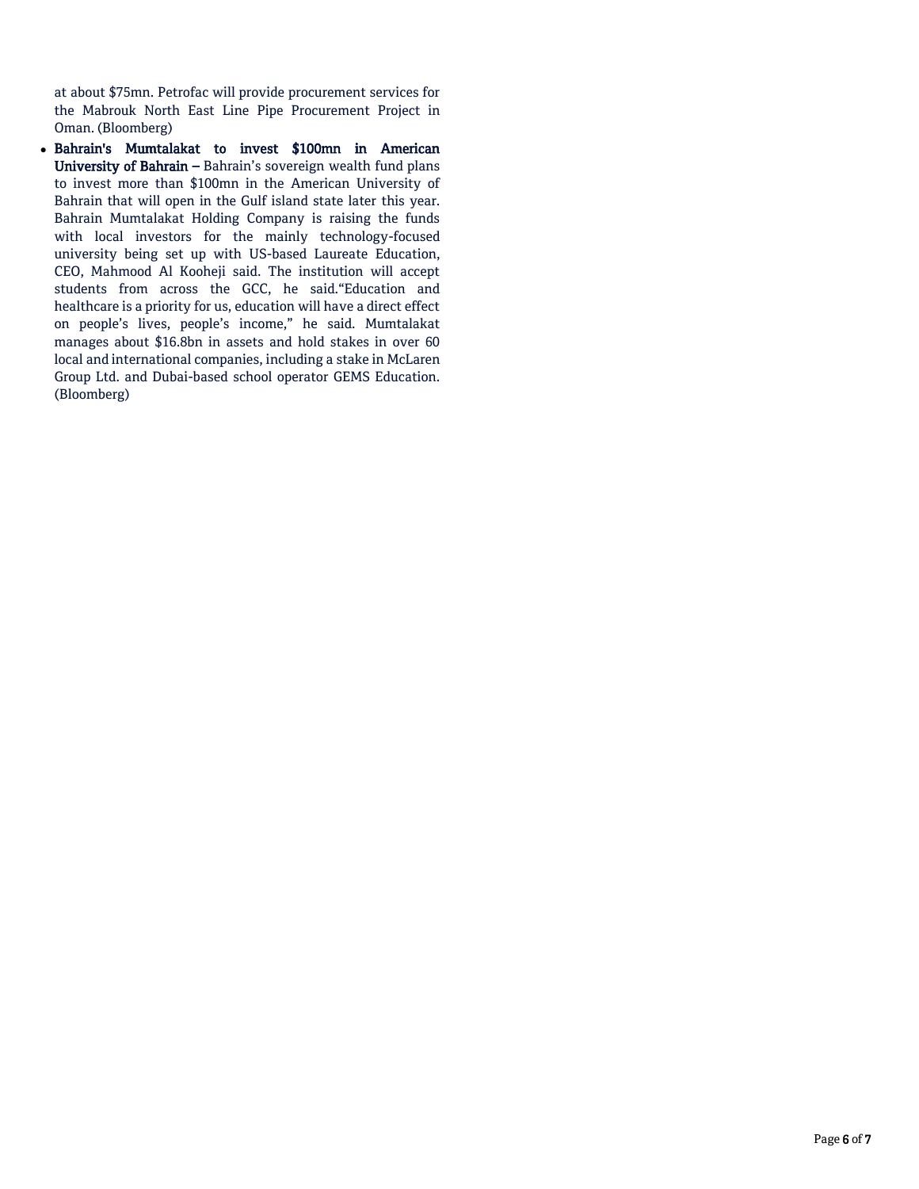at about $75mn. Petrofac will provide procurement services for the Mabrouk North East Line Pipe Procurement Project in Oman. (Bloomberg)

- **Bahrain's Mumtalakat to invest $100mn in American University of Bahrain –** Bahrain's sovereign wealth fund plans to invest more than $100mn in the American University of Bahrain that will open in the Gulf island state later this year. Bahrain Mumtalakat Holding Company is raising the funds with local investors for the mainly technology-focused university being set up with US-based Laureate Education, CEO, Mahmood Al Kooheji said. The institution will accept students from across the GCC, he said."Education and healthcare is a priority for us, education will have a direct effect on people's lives, people's income," he said. Mumtalakat manages about $16.8bn in assets and hold stakes in over 60 local and international companies, including a stake in McLaren Group Ltd. and Dubai-based school operator GEMS Education. (Bloomberg)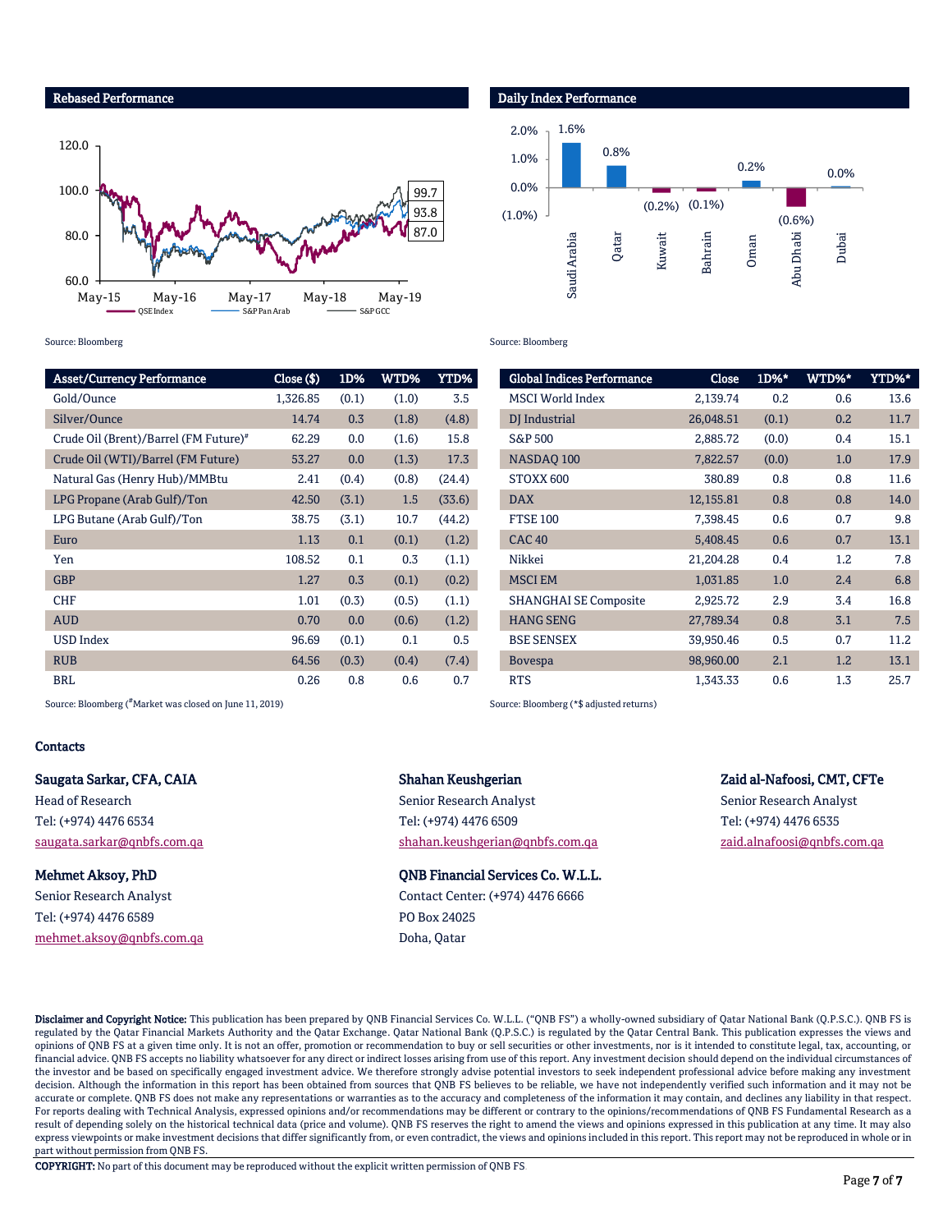### Rebased Performance

120.0
100.0
80.0
60.0
May-15
May-16
May-17
May-18
May-19
99.7
93.8
87.0
QSE Index
S&P Pan Arab
S&P GCC

Source: Bloomberg

### Daily Index Performance

2.0%
1.0%
0.0%
(1.0%)
1.6%
0.8%
(0.2%)
(0.1%)
0.2%
(0.6%)
0.0%
Saudi Arabia
Qatar
Kuwait
Bahrain
Oman
Abu Dhabi
Dubai

Source: Bloomberg

| Asset/Currency Performance | Close ($) | 1D% | WTD% | YTD% |
|---|---|---|---|---|
| Gold/Ounce | 1,326.85 | (0.1) | (1.0) | 3.5 |
| Silver/Ounce | 14.74 | 0.3 | (1.8) | (4.8) |
| Crude Oil (Brent)/Barrel (FM Future)# | 62.29 | 0.0 | (1.6) | 15.8 |
| Crude Oil (WTI)/Barrel (FM Future) | 53.27 | 0.0 | (1.3) | 17.3 |
| Natural Gas (Henry Hub)/MMBtu | 2.41 | (0.4) | (0.8) | (24.4) |
| LPG Propane (Arab Gulf)/Ton | 42.50 | (3.1) | 1.5 | (33.6) |
| LPG Butane (Arab Gulf)/Ton | 38.75 | (3.1) | 10.7 | (44.2) |
| Euro | 1.13 | 0.1 | (0.1) | (1.2) |
| Yen | 108.52 | 0.1 | 0.3 | (1.1) |
| GBP | 1.27 | 0.3 | (0.1) | (0.2) |
| CHF | 1.01 | (0.3) | (0.5) | (1.1) |
| AUD | 0.70 | 0.0 | (0.6) | (1.2) |
| USD Index | 96.69 | (0.1) | 0.1 | 0.5 |
| RUB | 64.56 | (0.3) | (0.4) | (7.4) |
| BRL | 0.26 | 0.8 | 0.6 | 0.7 |

Source: Bloomberg (#Market was closed on June 11, 2019)

| Global Indices Performance | Close | 1D%* | WTD%* | YTD%* |
|---|---|---|---|---|
| MSCI World Index | 2,139.74 | 0.2 | 0.6 | 13.6 |
| DJ Industrial | 26,048.51 | (0.1) | 0.2 | 11.7 |
| S&P 500 | 2,885.72 | (0.0) | 0.4 | 15.1 |
| NASDAQ 100 | 7,822.57 | (0.0) | 1.0 | 17.9 |
| STOXX 600 | 380.89 | 0.8 | 0.8 | 11.6 |
| DAX | 12,155.81 | 0.8 | 0.8 | 14.0 |
| FTSE 100 | 7,398.45 | 0.6 | 0.7 | 9.8 |
| CAC 40 | 5,408.45 | 0.6 | 0.7 | 13.1 |
| Nikkei | 21,204.28 | 0.4 | 1.2 | 7.8 |
| MSCI EM | 1,031.85 | 1.0 | 2.4 | 6.8 |
| SHANGHAI SE Composite | 2,925.72 | 2.9 | 3.4 | 16.8 |
| HANG SENG | 27,789.34 | 0.8 | 3.1 | 7.5 |
| BSE SENSEX | 39,950.46 | 0.5 | 0.7 | 11.2 |
| Bovespa | 98,960.00 | 2.1 | 1.2 | 13.1 |
| RTS | 1,343.33 | 0.6 | 1.3 | 25.7 |

Source: Bloomberg (*$ adjusted returns)

## Contacts

**Saugata Sarkar, CFA, CAIA**
Head of Research
Tel: (+974) 4476 6534
saugata.sarkar@qnbfs.com.qa

**Shahan Keushgerian**
Senior Research Analyst
Tel: (+974) 4476 6509
shahan.keushgerian@qnbfs.com.qa

**Zaid al-Nafoosi, CMT, CFTe**
Senior Research Analyst
Tel: (+974) 4476 6535
zaid.alnafoosi@qnbfs.com.qa

**Mehmet Aksoy, PhD**
Senior Research Analyst
Tel: (+974) 4476 6589
mehmet.aksoy@qnbfs.com.qa

**QNB Financial Services Co. W.L.L.**
Contact Center: (+974) 4476 6666
PO Box 24025
Doha, Qatar

**Disclaimer and Copyright Notice:** This publication has been prepared by QNB Financial Services Co. W.L.L. ("QNB FS") a wholly-owned subsidiary of Qatar National Bank (Q.P.S.C.). QNB FS is regulated by the Qatar Financial Markets Authority and the Qatar Exchange. Qatar National Bank (Q.P.S.C.) is regulated by the Qatar Central Bank. This publication expresses the views and opinions of QNB FS at a given time only. It is not an offer, promotion or recommendation to buy or sell securities or other investments, nor is it intended to constitute legal, tax, accounting, or financial advice. QNB FS accepts no liability whatsoever for any direct or indirect losses arising from use of this report. Any investment decision should depend on the individual circumstances of the investor and be based on specifically engaged investment advice. We therefore strongly advise potential investors to seek independent professional advice before making any investment decision. Although the information in this report has been obtained from sources that QNB FS believes to be reliable, we have not independently verified such information and it may not be accurate or complete. QNB FS does not make any representations or warranties as to the accuracy and completeness of the information it may contain, and declines any liability in that respect. For reports dealing with Technical Analysis, expressed opinions and/or recommendations may be different or contrary to the opinions/recommendations of QNB FS Fundamental Research as a result of depending solely on the historical technical data (price and volume). QNB FS reserves the right to amend the views and opinions expressed in this publication at any time. It may also express viewpoints or make investment decisions that differ significantly from, or even contradict, the views and opinions included in this report. This report may not be reproduced in whole or in part without permission from QNB FS.

**COPYRIGHT:** No part of this document may be reproduced without the explicit written permission of QNB FS